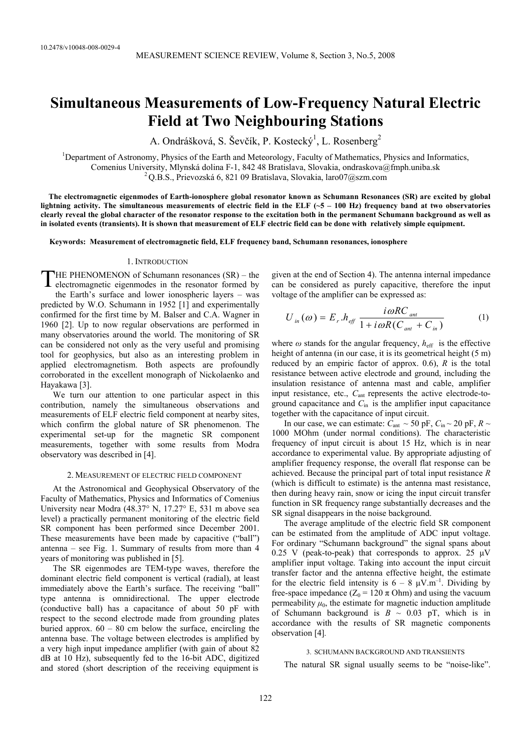# Simultaneous Measurements of Low-Frequency Natural Electric Field at Two Neighbouring Stations

A. Ondrášková, S. Ševčík, P. Kostecký[1], L. Rosenberg[2]

[1]Department of Astronomy, Physics of the Earth and Meteorology, Faculty of Mathematics, Physics and Informatics, Comenius University, Mlynská dolina F-1, 842 48 Bratislava, Slovakia, ondraskova@fmph.uniba.sk

[2]Q.B.S., Prievozská 6, 821 09 Bratislava, Slovakia, laro07@szm.com

**The electromagnetic eigenmodes of Earth-ionosphere global resonator known as Schumann Resonances (SR) are excited by global lightning activity. The simultaneous measurements of electric field in the ELF (~5 – 100 Hz) frequency band at two observatories clearly reveal the global character of the resonator response to the excitation both in the permanent Schumann background as well as in isolated events (transients). It is shown that measurement of ELF electric field can be done with relatively simple equipment.**

**Keywords: Measurement of electromagnetic field, ELF frequency band, Schumann resonances, ionosphere**

## 1. Introduction

THE PHENOMENON of Schumann resonances (SR) – the electromagnetic eigenmodes in the resonator formed by the Earth's surface and lower ionospheric layers – was predicted by W.O. Schumann in 1952 [1] and experimentally confirmed for the first time by M. Balser and C.A. Wagner in 1960 [2]. Up to now regular observations are performed in many observatories around the world. The monitoring of SR can be considered not only as the very useful and promising tool for geophysics, but also as an interesting problem in applied electromagnetism. Both aspects are profoundly corroborated in the excellent monograph of Nickolaenko and Hayakawa [3].

We turn our attention to one particular aspect in this contribution, namely the simultaneous observations and measurements of ELF electric field component at nearby sites, which confirm the global nature of SR phenomenon. The experimental set-up for the magnetic SR component measurements, together with some results from Modra observatory was described in [4].

## 2. Measurement of electric field component

At the Astronomical and Geophysical Observatory of the Faculty of Mathematics, Physics and Informatics of Comenius University near Modra (48.37° N, 17.27° E, 531 m above sea level) a practically permanent monitoring of the electric field SR component has been performed since December 2001. These measurements have been made by capacitive ("ball") antenna – see Fig. 1. Summary of results from more than 4 years of monitoring was published in [5].

The SR eigenmodes are TEM-type waves, therefore the dominant electric field component is vertical (radial), at least immediately above the Earth's surface. The receiving "ball" type antenna is omnidirectional. The upper electrode (conductive ball) has a capacitance of about 50 pF with respect to the second electrode made from grounding plates buried approx. 60 – 80 cm below the surface, encircling the antenna base. The voltage between electrodes is amplified by a very high input impedance amplifier (with gain of about 82 dB at 10 Hz), subsequently fed to the 16-bit ADC, digitized and stored (short description of the receiving equipment is given at the end of Section 4). The antenna internal impedance can be considered as purely capacitive, therefore the input voltage of the amplifier can be expressed as:

$$U_{in}(\omega) = E_r . h_{eff} \frac{i\omega RC_{ant}}{1 + i\omega R(C_{ant} + C_{in})} \tag{1}$$

where $\omega$ stands for the angular frequency, $h_{eff}$ is the effective height of antenna (in our case, it is its geometrical height (5 m) reduced by an empiric factor of approx. 0.6), $R$ is the total resistance between active electrode and ground, including the insulation resistance of antenna mast and cable, amplifier input resistance, etc., $C_{ant}$ represents the active electrode-to-ground capacitance and $C_{in}$ is the amplifier input capacitance together with the capacitance of input circuit.

In our case, we can estimate: $C_{ant}$ ~ 50 pF, $C_{in}$ ~ 20 pF, $R$ ~ 1000 MOhm (under normal conditions). The characteristic frequency of input circuit is about 15 Hz, which is in near accordance to experimental value. By appropriate adjusting of amplifier frequency response, the overall flat response can be achieved. Because the principal part of total input resistance $R$ (which is difficult to estimate) is the antenna mast resistance, then during heavy rain, snow or icing the input circuit transfer function in SR frequency range substantially decreases and the SR signal disappears in the noise background.

The average amplitude of the electric field SR component can be estimated from the amplitude of ADC input voltage. For ordinary "Schumann background" the signal spans about 0.25 V (peak-to-peak) that corresponds to approx. 25 μV amplifier input voltage. Taking into account the input circuit transfer factor and the antenna effective height, the estimate for the electric field intensity is 6 – 8 μV.m$^{-1}$. Dividing by free-space impedance ($Z_0$ = 120 π Ohm) and using the vacuum permeability $\mu_0$, the estimate for magnetic induction amplitude of Schumann background is $B$ ~ 0.03 pT, which is in accordance with the results of SR magnetic components observation [4].

## 3. Schumann background and transients

The natural SR signal usually seems to be "noise-like".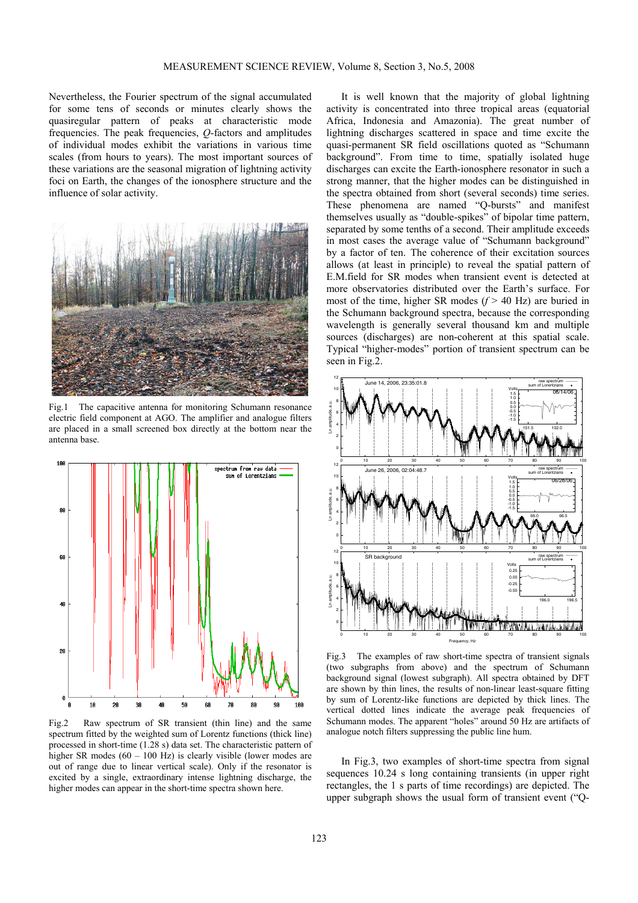Nevertheless, the Fourier spectrum of the signal accumulated for some tens of seconds or minutes clearly shows the quasiregular pattern of peaks at characteristic mode frequencies. The peak frequencies, $Q$-factors and amplitudes of individual modes exhibit the variations in various time scales (from hours to years). The most important sources of these variations are the seasonal migration of lightning activity foci on Earth, the changes of the ionosphere structure and the influence of solar activity.

Fig.1 The capacitive antenna for monitoring Schumann resonance electric field component at AGO. The amplifier and analogue filters are placed in a small screened box directly at the bottom near the antenna base.

Fig.2 Raw spectrum of SR transient (thin line) and the same spectrum fitted by the weighted sum of Lorentz functions (thick line) processed in short-time (1.28 s) data set. The characteristic pattern of higher SR modes (60 – 100 Hz) is clearly visible (lower modes are out of range due to linear vertical scale). Only if the resonator is excited by a single, extraordinary intense lightning discharge, the higher modes can appear in the short-time spectra shown here.

It is well known that the majority of global lightning activity is concentrated into three tropical areas (equatorial Africa, Indonesia and Amazonia). The great number of lightning discharges scattered in space and time excite the quasi-permanent SR field oscillations quoted as "Schumann background". From time to time, spatially isolated huge discharges can excite the Earth-ionosphere resonator in such a strong manner, that the higher modes can be distinguished in the spectra obtained from short (several seconds) time series. These phenomena are named "Q-bursts" and manifest themselves usually as "double-spikes" of bipolar time pattern, separated by some tenths of a second. Their amplitude exceeds in most cases the average value of "Schumann background" by a factor of ten. The coherence of their excitation sources allows (at least in principle) to reveal the spatial pattern of E.M.field for SR modes when transient event is detected at more observatories distributed over the Earth's surface. For most of the time, higher SR modes ($f$ > 40 Hz) are buried in the Schumann background spectra, because the corresponding wavelength is generally several thousand km and multiple sources (discharges) are non-coherent at this spatial scale. Typical "higher-modes" portion of transient spectrum can be seen in Fig.2.

Fig.3 The examples of raw short-time spectra of transient signals (two subgraphs from above) and the spectrum of Schumann background signal (lowest subgraph). All spectra obtained by DFT are shown by thin lines, the results of non-linear least-square fitting by sum of Lorentz-like functions are depicted by thick lines. The vertical dotted lines indicate the average peak frequencies of Schumann modes. The apparent "holes" around 50 Hz are artifacts of analogue notch filters suppressing the public line hum.

In Fig.3, two examples of short-time spectra from signal sequences 10.24 s long containing transients (in upper right rectangles, the 1 s parts of time recordings) are depicted. The upper subgraph shows the usual form of transient event ("Q-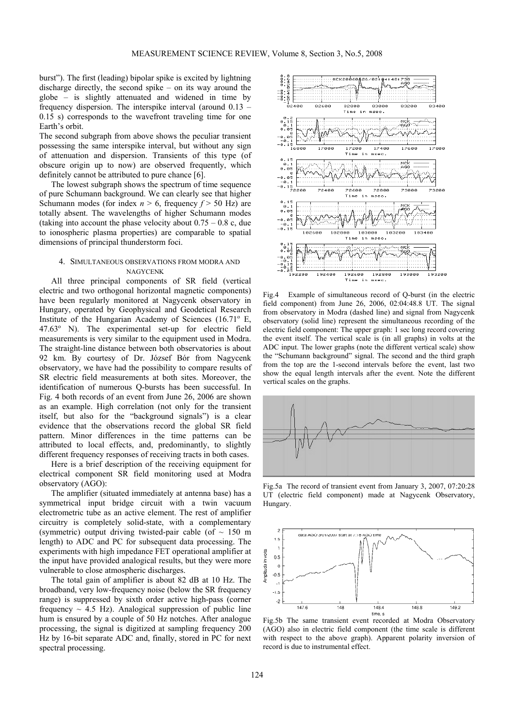burst"). The first (leading) bipolar spike is excited by lightning discharge directly, the second spike – on its way around the globe – is slightly attenuated and widened in time by frequency dispersion. The interspike interval (around 0.13 – 0.15 s) corresponds to the wavefront traveling time for one Earth's orbit.

The second subgraph from above shows the peculiar transient possessing the same interspike interval, but without any sign of attenuation and dispersion. Transients of this type (of obscure origin up to now) are observed frequently, which definitely cannot be attributed to pure chance [6].

The lowest subgraph shows the spectrum of time sequence of pure Schumann background. We can clearly see that higher Schumann modes (for index $n > 6$, frequency $f > 50$ Hz) are totally absent. The wavelengths of higher Schumann modes (taking into account the phase velocity about 0.75 – 0.8 c, due to ionospheric plasma properties) are comparable to spatial dimensions of principal thunderstorm foci.

## 4. Simultaneous observations from Modra and Nagycenk

All three principal components of SR field (vertical electric and two orthogonal horizontal magnetic components) have been regularly monitored at Nagycenk observatory in Hungary, operated by Geophysical and Geodetical Research Institute of the Hungarian Academy of Sciences (16.71º E, 47.63º N). The experimental set-up for electric field measurements is very similar to the equipment used in Modra. The straight-line distance between both observatories is about 92 km. By courtesy of Dr. József Bór from Nagycenk observatory, we have had the possibility to compare results of SR electric field measurements at both sites. Moreover, the identification of numerous Q-bursts has been successful. In Fig. 4 both records of an event from June 26, 2006 are shown as an example. High correlation (not only for the transient itself, but also for the "background signals") is a clear evidence that the observations record the global SR field pattern. Minor differences in the time patterns can be attributed to local effects, and, predominantly, to slightly different frequency responses of receiving tracts in both cases.

Here is a brief description of the receiving equipment for electrical component SR field monitoring used at Modra observatory (AGO):

The amplifier (situated immediately at antenna base) has a symmetrical input bridge circuit with a twin vacuum electrometric tube as an active element. The rest of amplifier circuitry is completely solid-state, with a complementary (symmetric) output driving twisted-pair cable (of ~ 150 m length) to ADC and PC for subsequent data processing. The experiments with high impedance FET operational amplifier at the input have provided analogical results, but they were more vulnerable to close atmospheric discharges.

The total gain of amplifier is about 82 dB at 10 Hz. The broadband, very low-frequency noise (below the SR frequency range) is suppressed by sixth order active high-pass (corner frequency ~ 4.5 Hz). Analogical suppression of public line hum is ensured by a couple of 50 Hz notches. After analogue processing, the signal is digitized at sampling frequency 200 Hz by 16-bit separate ADC and, finally, stored in PC for next spectral processing.

Fig.4 Example of simultaneous record of Q-burst (in the electric field component) from June 26, 2006, 02:04:48.8 UT. The signal from observatory in Modra (dashed line) and signal from Nagycenk observatory (solid line) represent the simultaneous recording of the electric field component: The upper graph: 1 sec long record covering the event itself. The vertical scale is (in all graphs) in volts at the ADC input. The lower graphs (note the different vertical scale) show the "Schumann background" signal. The second and the third graph from the top are the 1-second intervals before the event, last two show the equal length intervals after the event. Note the different vertical scales on the graphs.

Fig.5a The record of transient event from January 3, 2007, 07:20:28 UT (electric field component) made at Nagycenk Observatory, Hungary.

Fig.5b The same transient event recorded at Modra Observatory (AGO) also in electric field component (the time scale is different with respect to the above graph). Apparent polarity inversion of record is due to instrumental effect.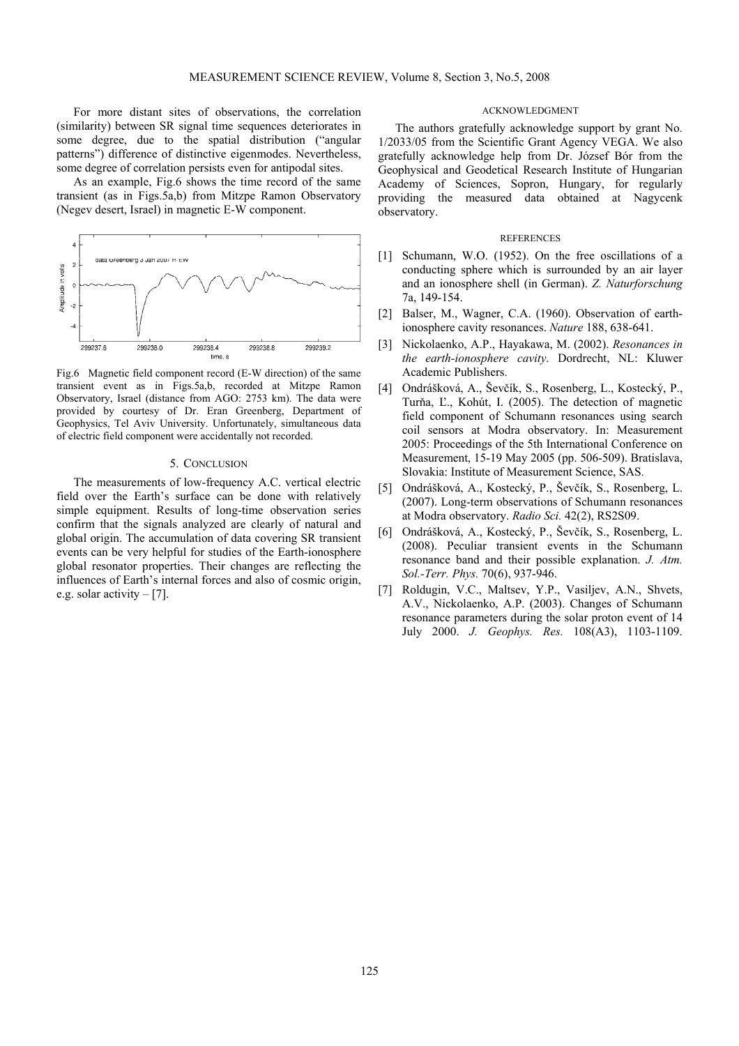For more distant sites of observations, the correlation (similarity) between SR signal time sequences deteriorates in some degree, due to the spatial distribution ("angular patterns") difference of distinctive eigenmodes. Nevertheless, some degree of correlation persists even for antipodal sites.

As an example, Fig.6 shows the time record of the same transient (as in Figs.5a,b) from Mitzpe Ramon Observatory (Negev desert, Israel) in magnetic E-W component.

data Greenberg 3 Jan 2007 H-EW

Amplitude in volts

4
2
0
-2
-4

299237.6
299238.0
299238.4
299238.8
299239.2

time, s

Fig.6 Magnetic field component record (E-W direction) of the same transient event as in Figs.5a,b, recorded at Mitzpe Ramon Observatory, Israel (distance from AGO: 2753 km). The data were provided by courtesy of Dr. Eran Greenberg, Department of Geophysics, Tel Aviv University. Unfortunately, simultaneous data of electric field component were accidentally not recorded.

## 5. Conclusion

The measurements of low-frequency A.C. vertical electric field over the Earth's surface can be done with relatively simple equipment. Results of long-time observation series confirm that the signals analyzed are clearly of natural and global origin. The accumulation of data covering SR transient events can be very helpful for studies of the Earth-ionosphere global resonator properties. Their changes are reflecting the influences of Earth's internal forces and also of cosmic origin, e.g. solar activity – [7].

## Acknowledgment

The authors gratefully acknowledge support by grant No. 1/2033/05 from the Scientific Grant Agency VEGA. We also gratefully acknowledge help from Dr. József Bór from the Geophysical and Geodetical Research Institute of Hungarian Academy of Sciences, Sopron, Hungary, for regularly providing the measured data obtained at Nagycenk observatory.

## References

[1] Schumann, W.O. (1952). On the free oscillations of a conducting sphere which is surrounded by an air layer and an ionosphere shell (in German). *Z. Naturforschung* 7a, 149-154.

[2] Balser, M., Wagner, C.A. (1960). Observation of earth-ionosphere cavity resonances. *Nature* 188, 638-641.

[3] Nickolaenko, A.P., Hayakawa, M. (2002). *Resonances in the earth-ionosphere cavity*. Dordrecht, NL: Kluwer Academic Publishers.

[4] Ondrášková, A., Ševčík, S., Rosenberg, L., Kostecký, P., Turňa, Ľ., Kohút, I. (2005). The detection of magnetic field component of Schumann resonances using search coil sensors at Modra observatory. In: Measurement 2005: Proceedings of the 5th International Conference on Measurement, 15-19 May 2005 (pp. 506-509). Bratislava, Slovakia: Institute of Measurement Science, SAS.

[5] Ondrášková, A., Kostecký, P., Ševčík, S., Rosenberg, L. (2007). Long-term observations of Schumann resonances at Modra observatory. *Radio Sci.* 42(2), RS2S09.

[6] Ondrášková, A., Kostecký, P., Ševčík, S., Rosenberg, L. (2008). Peculiar transient events in the Schumann resonance band and their possible explanation. *J. Atm. Sol.-Terr. Phys.* 70(6), 937-946.

[7] Roldugin, V.C., Maltsev, Y.P., Vasiljev, A.N., Shvets, A.V., Nickolaenko, A.P. (2003). Changes of Schumann resonance parameters during the solar proton event of 14 July 2000. *J. Geophys. Res.* 108(A3), 1103-1109.